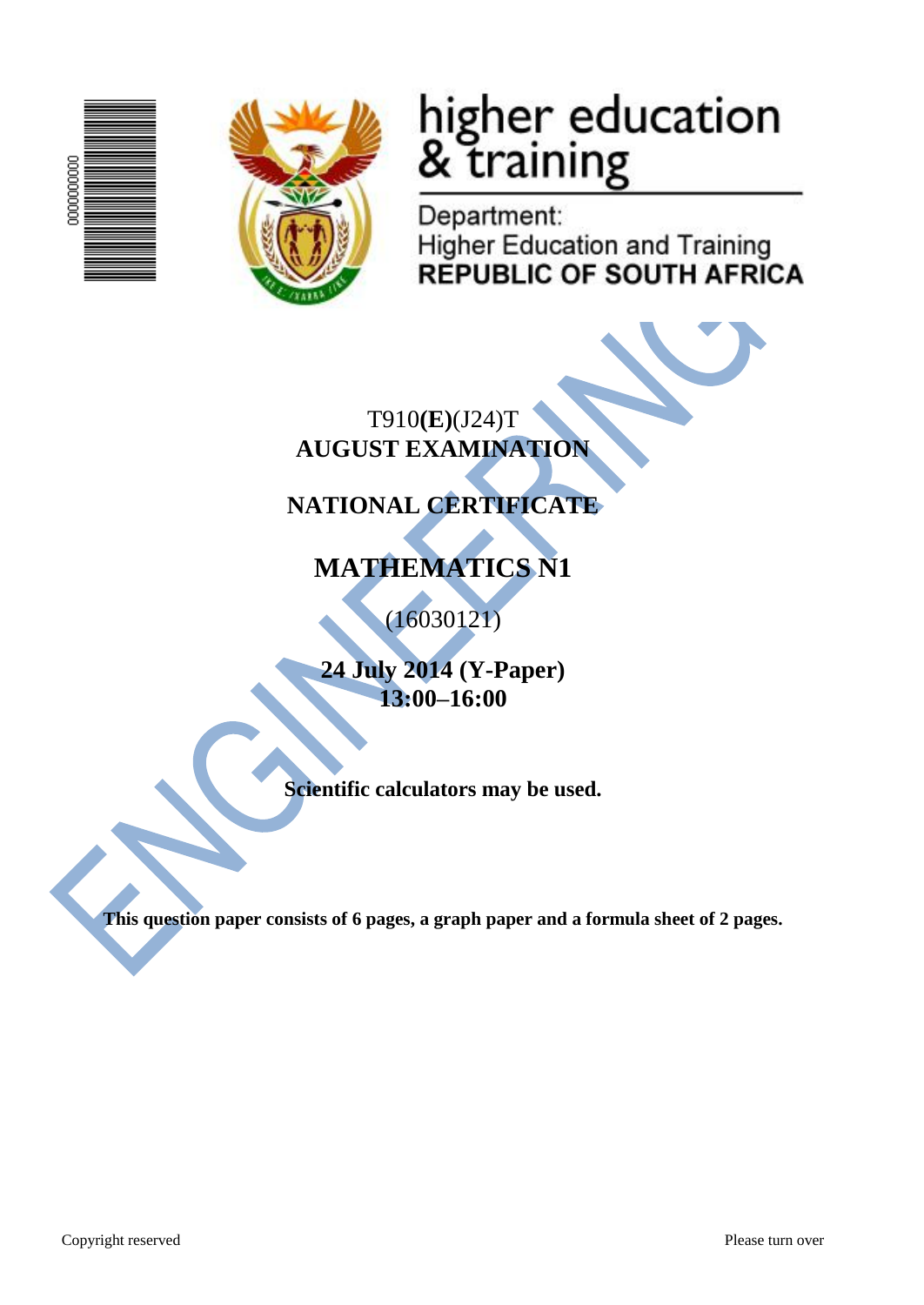higher education & training

Department:
Higher Education and Training
**REPUBLIC OF SOUTH AFRICA**

T910**(E)**(J24)T
**AUGUST EXAMINATION**

**NATIONAL CERTIFICATE**

# MATHEMATICS N1

(16030121)

**24 July 2014 (Y-Paper)**
**13:00–16:00**

**Scientific calculators may be used.**

**This question paper consists of 6 pages, a graph paper and a formula sheet of 2 pages.**

Copyright reserved

Please turn over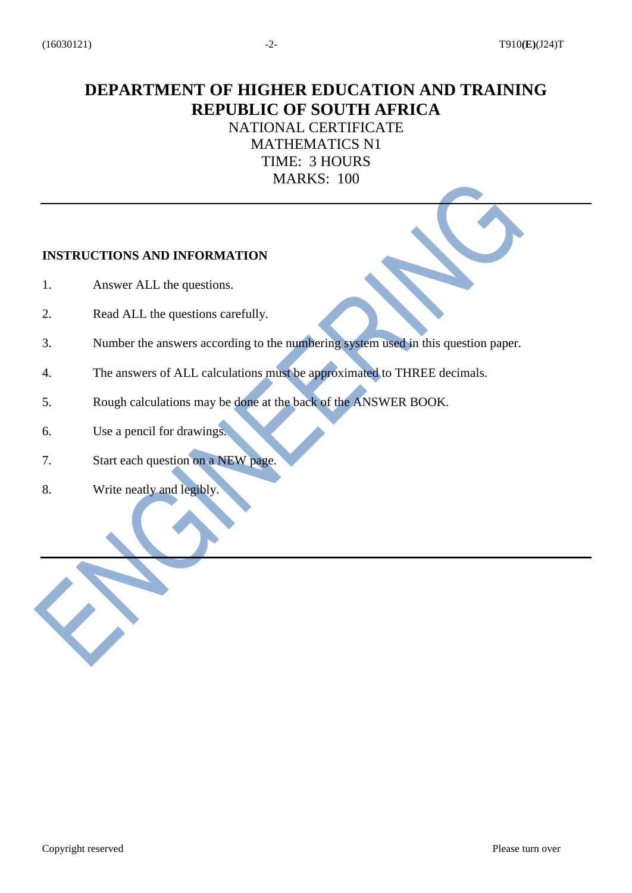# DEPARTMENT OF HIGHER EDUCATION AND TRAINING
# REPUBLIC OF SOUTH AFRICA

NATIONAL CERTIFICATE
MATHEMATICS N1
TIME: 3 HOURS
MARKS: 100

---

**INSTRUCTIONS AND INFORMATION**

1. Answer ALL the questions.
2. Read ALL the questions carefully.
3. Number the answers according to the numbering system used in this question paper.
4. The answers of ALL calculations must be approximated to THREE decimals.
5. Rough calculations may be done at the back of the ANSWER BOOK.
6. Use a pencil for drawings.
7. Start each question on a NEW page.
8. Write neatly and legibly.

---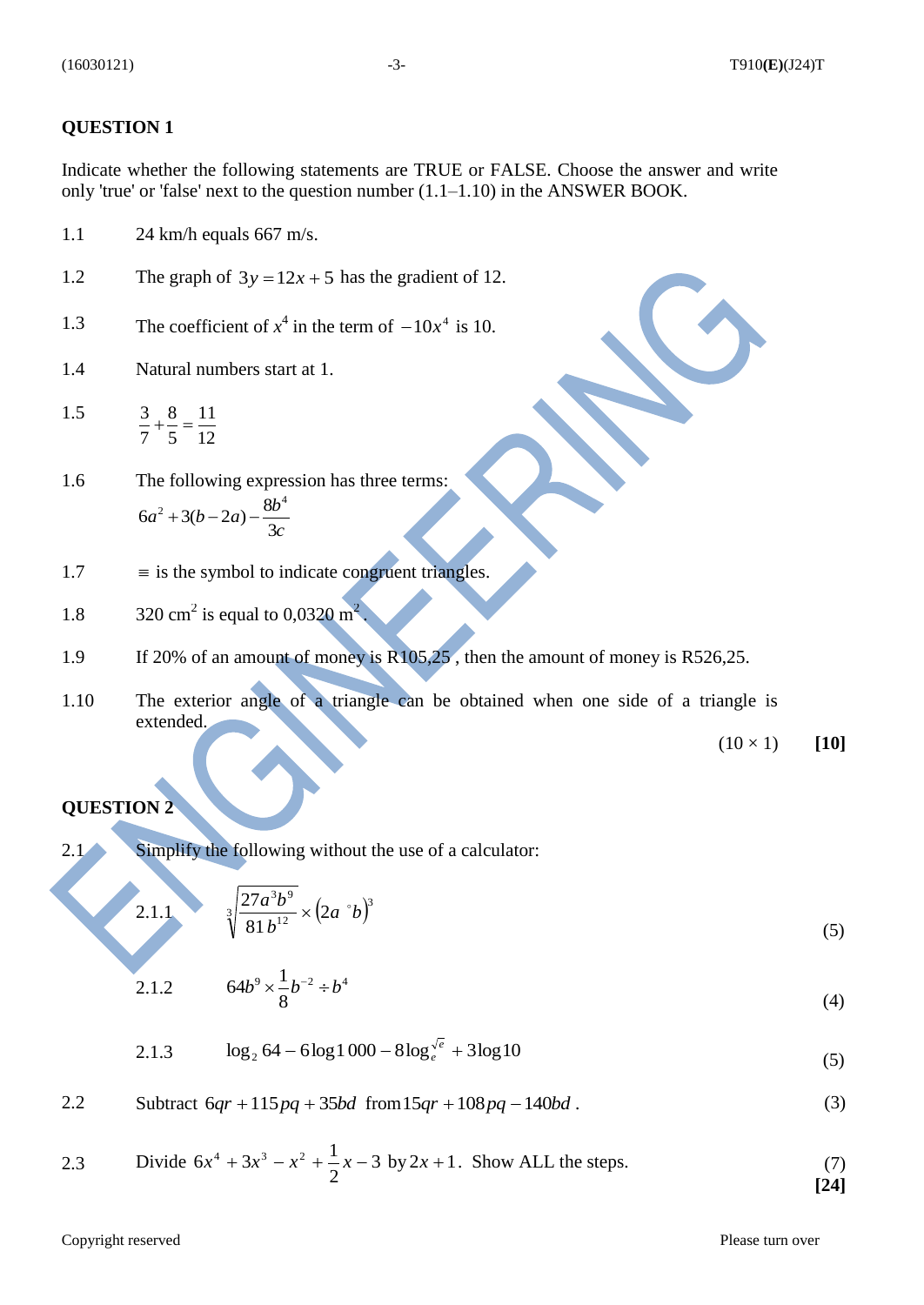## QUESTION 1

Indicate whether the following statements are TRUE or FALSE. Choose the answer and write only 'true' or 'false' next to the question number (1.1–1.10) in the ANSWER BOOK.

1.1 24 km/h equals 667 m/s.

1.2 The graph of $3y = 12x + 5$ has the gradient of 12.

1.3 The coefficient of $x^4$ in the term of $-10x^4$ is 10.

1.4 Natural numbers start at 1.

1.5 $\frac{3}{7} + \frac{8}{5} = \frac{11}{12}$

1.6 The following expression has three terms:

$$6a^2 + 3(b - 2a) - \frac{8b^4}{3c}$$

1.7 $\equiv$ is the symbol to indicate congruent triangles.

1.8 320 cm$^2$ is equal to 0,0320 m$^2$.

1.9 If 20% of an amount of money is R105,25 , then the amount of money is R526,25.

1.10 The exterior angle of a triangle can be obtained when one side of a triangle is extended.

(10 × 1) **[10]**

## QUESTION 2

2.1 Simplify the following without the use of a calculator:

2.1.1 $\sqrt[3]{\frac{27a^3b^9}{81b^{12}}} \times \left(2a^{\circ}b\right)^3$ (5)

2.1.2 $64b^9 \times \frac{1}{8}b^{-2} \div b^4$ (4)

2.1.3 $\log_2 64 - 6\log 1\,000 - 8\log_e^{\sqrt{e}} + 3\log 10$ (5)

2.2 Subtract $6qr + 115pq + 35bd$ from $15qr + 108pq - 140bd$ . (3)

2.3 Divide $6x^4 + 3x^3 - x^2 + \frac{1}{2}x - 3$ by $2x + 1$. Show ALL the steps. (7)

**[24]**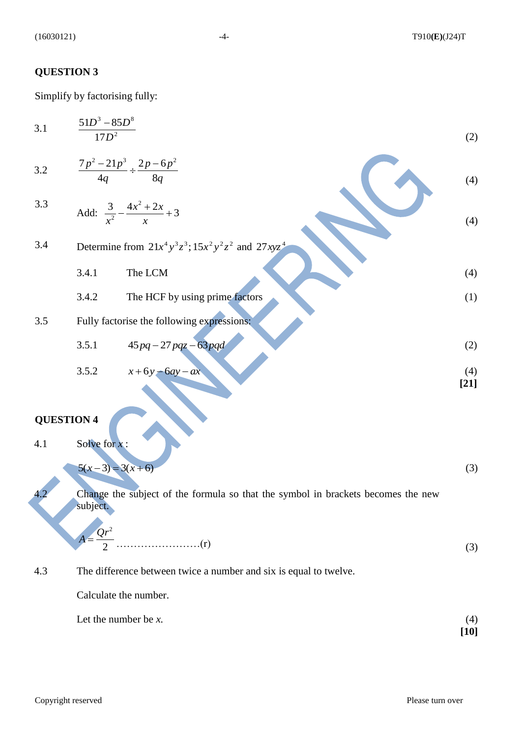## QUESTION 3

Simplify by factorising fully:

3.1 $\dfrac{51D^3 - 85D^8}{17D^2}$ (2)

3.2 $\dfrac{7p^2 - 21p^3}{4q} \div \dfrac{2p - 6p^2}{8q}$ (4)

3.3 Add: $\dfrac{3}{x^2} - \dfrac{4x^2 + 2x}{x} + 3$ (4)

3.4 Determine from $21x^4y^3z^3; 15x^2y^2z^2$ and $27xyz^4$

3.4.1 The LCM (4)

3.4.2 The HCF by using prime factors (1)

3.5 Fully factorise the following expressions:

3.5.1 $45pq - 27pqz - 63pqd$ (2)

3.5.2 $x + 6y - 6ay - ax$ (4)

**[21]**

## QUESTION 4

4.1 Solve for $x$:

$5(x-3) = 3(x+6)$ (3)

4.2 Change the subject of the formula so that the symbol in brackets becomes the new subject.

$A = \dfrac{Qr^2}{2}$ ……………………(r) (3)

4.3 The difference between twice a number and six is equal to twelve.

Calculate the number.

Let the number be *x*. (4)

**[10]**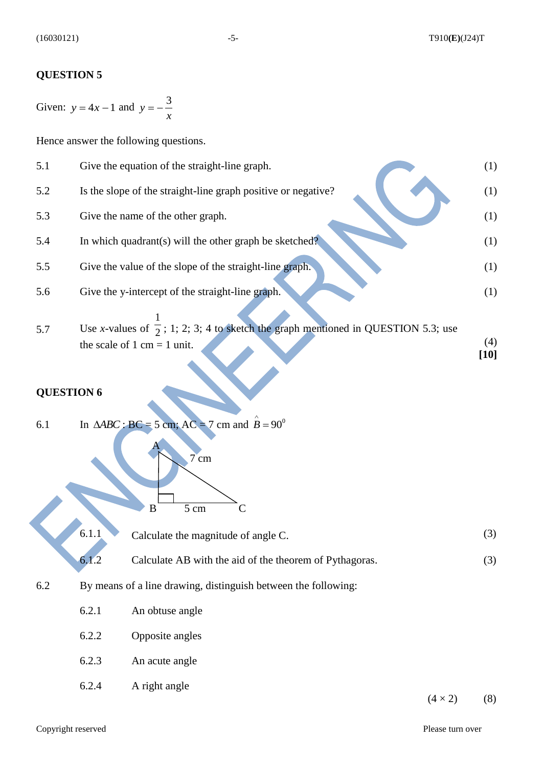## QUESTION 5

Given: $y = 4x - 1$ and $y = -\frac{3}{x}$

Hence answer the following questions.

| | | |
|---|---|---|
| 5.1 | Give the equation of the straight-line graph. | (1) |
| 5.2 | Is the slope of the straight-line graph positive or negative? | (1) |
| 5.3 | Give the name of the other graph. | (1) |
| 5.4 | In which quadrant(s) will the other graph be sketched? | (1) |
| 5.5 | Give the value of the slope of the straight-line graph. | (1) |
| 5.6 | Give the y-intercept of the straight-line graph. | (1) |
| 5.7 | Use *x*-values of $\frac{1}{2}$; 1; 2; 3; 4 to sketch the graph mentioned in QUESTION 5.3; use the scale of 1 cm = 1 unit. | (4) |

**[10]**

## QUESTION 6

6.1 In $\Delta ABC$ : BC = 5 cm; AC = 7 cm and $\hat{B} = 90^0$

A
7 cm
B 5 cm C

6.1.1 Calculate the magnitude of angle C. (3)

6.1.2 Calculate AB with the aid of the theorem of Pythagoras. (3)

6.2 By means of a line drawing, distinguish between the following:

6.2.1 An obtuse angle

6.2.2 Opposite angles

6.2.3 An acute angle

6.2.4 A right angle

$(4 \times 2)$ (8)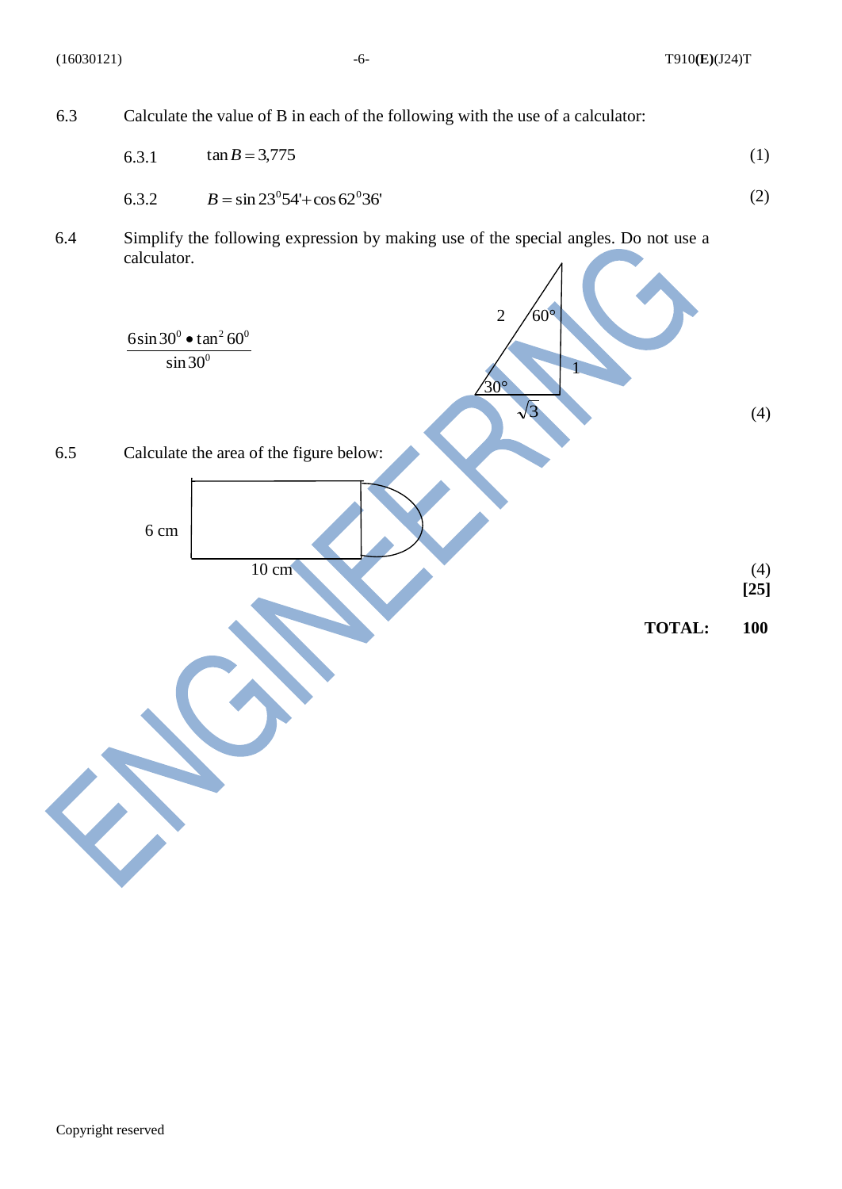6.3 Calculate the value of B in each of the following with the use of a calculator:

6.3.1 $\tan B = 3{,}775$ (1)

6.3.2 $B = \sin 23^0 54' + \cos 62^0 36'$ (2)

6.4 Simplify the following expression by making use of the special angles. Do not use a calculator.

$$\frac{6\sin 30^0 \bullet \tan^2 60^0}{\sin 30^0}$$

2, 60°, 1, 30°, $\sqrt{3}$

(4)

6.5 Calculate the area of the figure below:

6 cm

10 cm

(4)

**[25]**

**TOTAL: 100**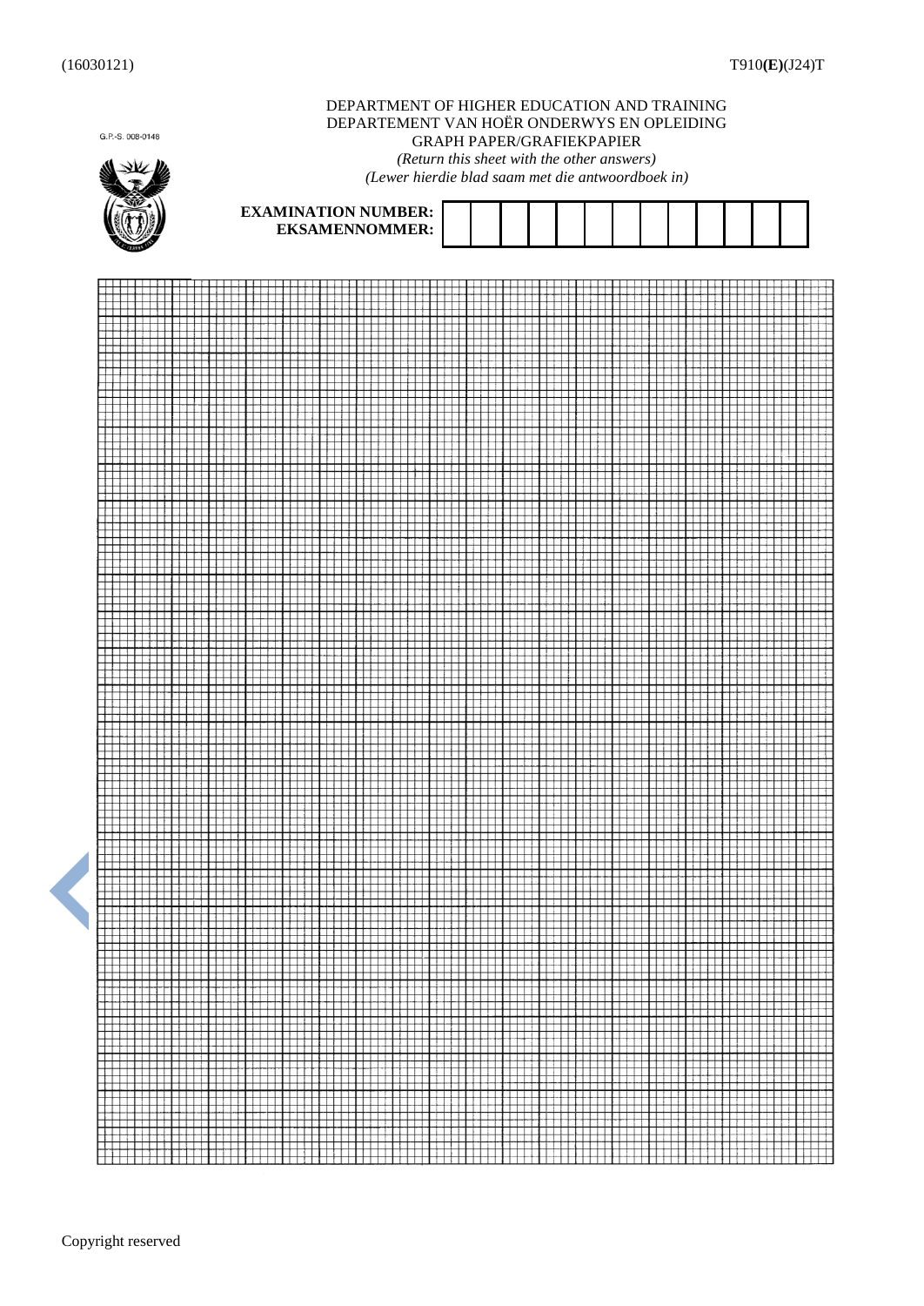DEPARTMENT OF HIGHER EDUCATION AND TRAINING
DEPARTEMENT VAN HOËR ONDERWYS EN OPLEIDING
GRAPH PAPER/GRAFIEKPAPIER
*(Return this sheet with the other answers)*
*(Lewer hierdie blad saam met die antwoordboek in)*

G.P.-S. 008-0148

**EXAMINATION NUMBER:**
**EKSAMENNOMMER:**

| | | | | | | | | | | | | |
|---|---|---|---|---|---|---|---|---|---|---|---|---|
| | | | | | | | | | | | | |

Copyright reserved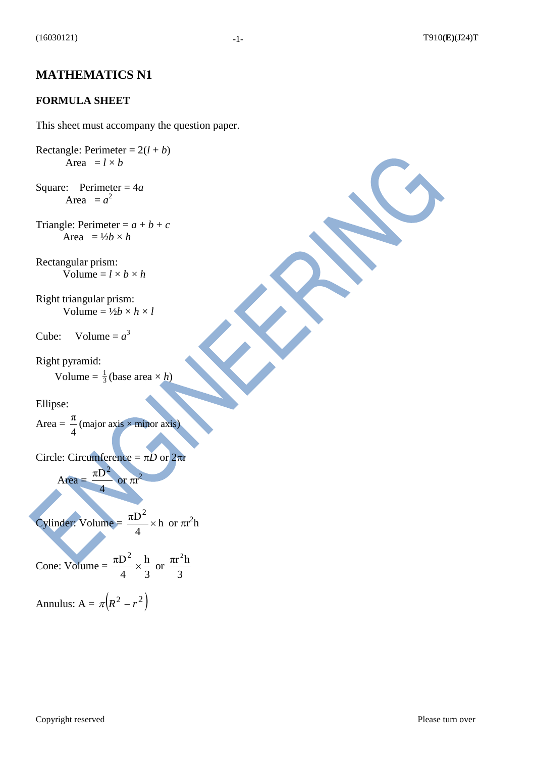# MATHEMATICS N1

## FORMULA SHEET

This sheet must accompany the question paper.

Rectangle: Perimeter = $2(l + b)$
Area $= l \times b$

Square: Perimeter = $4a$
Area $= a^2$

Triangle: Perimeter = $a + b + c$
Area $= \frac{1}{2}b \times h$

Rectangular prism:
Volume = $l \times b \times h$

Right triangular prism:
Volume = $\frac{1}{2}b \times h \times l$

Cube: Volume = $a^3$

Right pyramid:
Volume = $\frac{1}{3}(\text{base area} \times h)$

Ellipse:

Area = $\frac{\pi}{4}(\text{major axis} \times \text{minor axis})$

Circle: Circumference = $\pi D$ or $2\pi r$

Area = $\frac{\pi D^2}{4}$ or $\pi r^2$

Cylinder: Volume = $\frac{\pi D^2}{4} \times h$ or $\pi r^2 h$

Cone: Volume = $\frac{\pi D^2}{4} \times \frac{h}{3}$ or $\frac{\pi r^2 h}{3}$

Annulus: A = $\pi\left(R^2 - r^2\right)$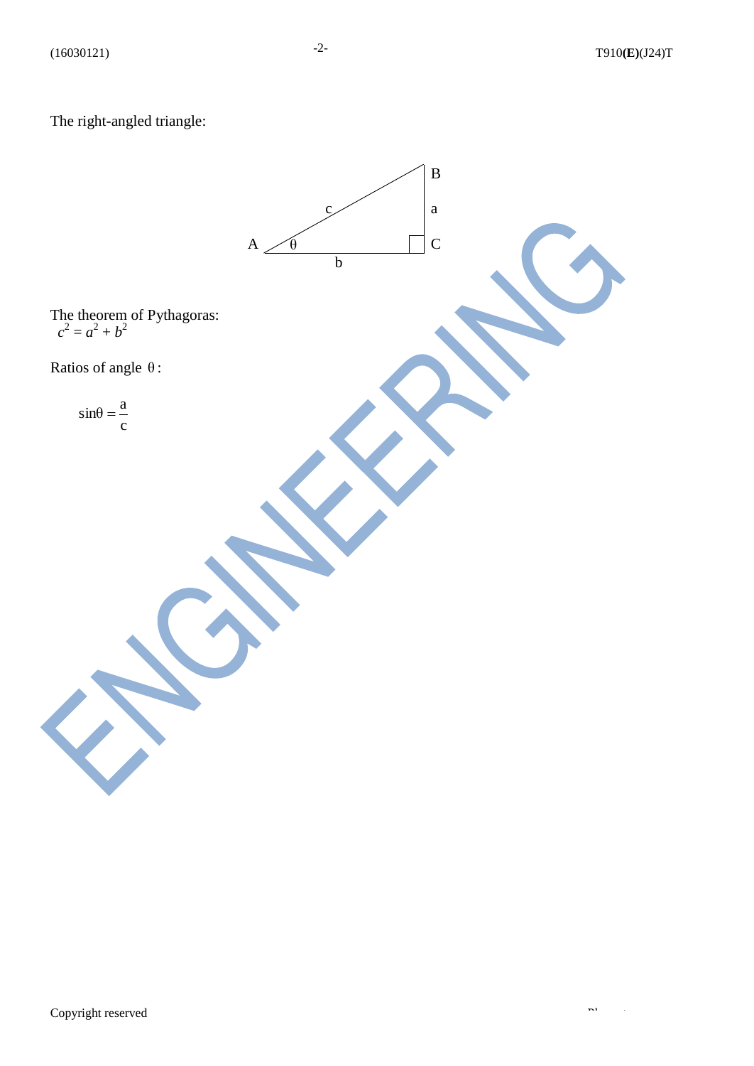The right-angled triangle:

A
θ
b
c
B
a
C

The theorem of Pythagoras:

$c^2 = a^2 + b^2$

Ratios of angle $\theta$:

$$\sin\theta = \frac{a}{c}$$

Copyright reserved